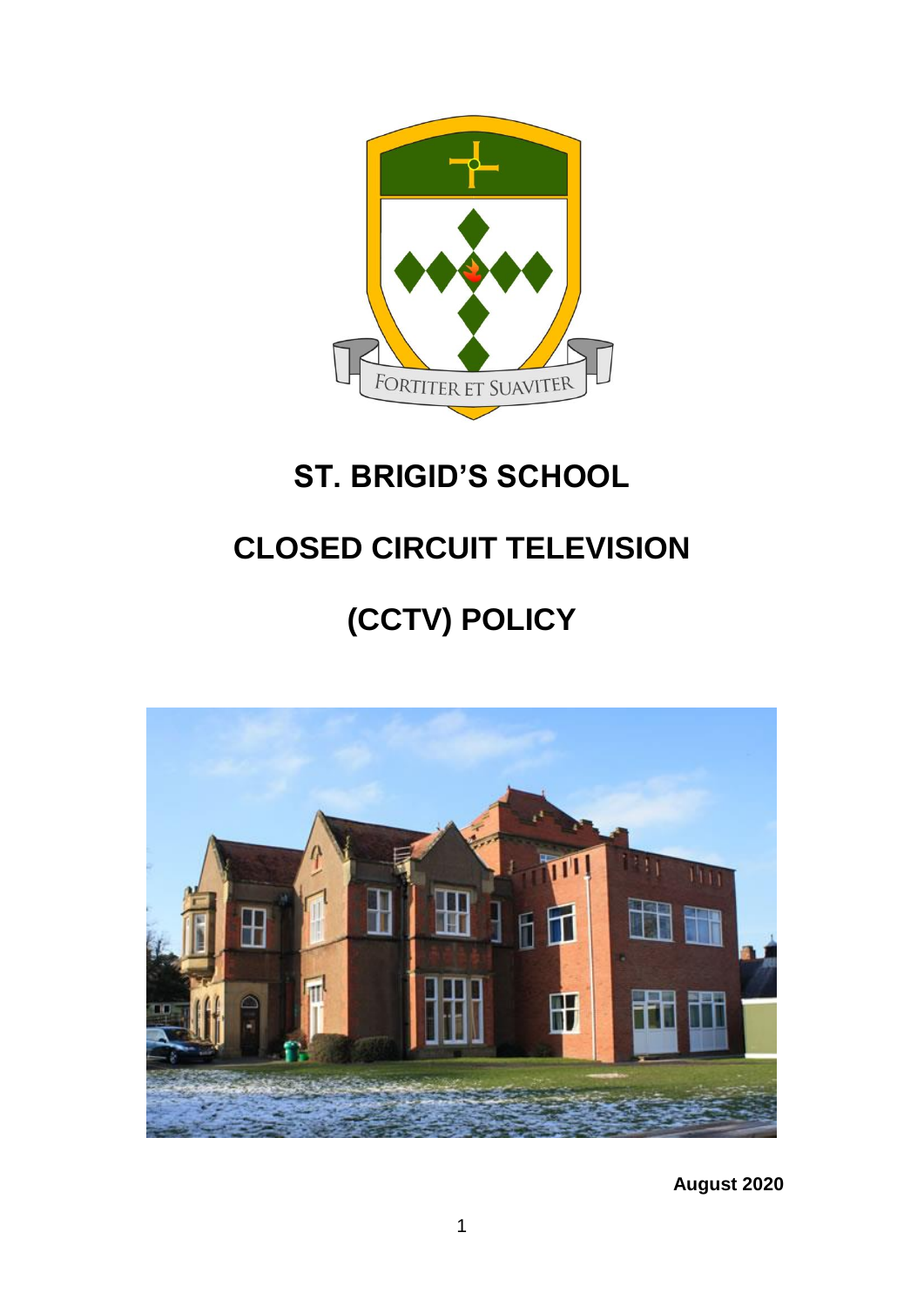FORTITER ET SUAVITER

# ST. BRIGID'S SCHOOL

# CLOSED CIRCUIT TELEVISION

# (CCTV) POLICY

**August 2020**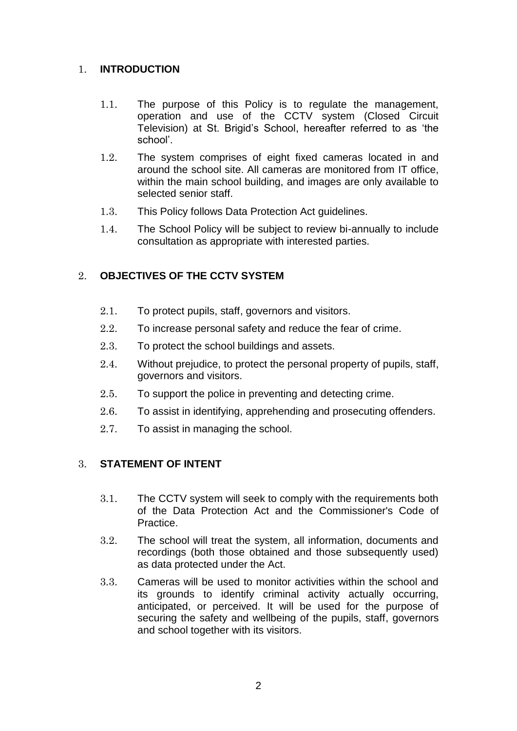## 1. INTRODUCTION

1.1. The purpose of this Policy is to regulate the management, operation and use of the CCTV system (Closed Circuit Television) at St. Brigid's School, hereafter referred to as 'the school'.

1.2. The system comprises of eight fixed cameras located in and around the school site. All cameras are monitored from IT office, within the main school building, and images are only available to selected senior staff.

1.3. This Policy follows Data Protection Act guidelines.

1.4. The School Policy will be subject to review bi-annually to include consultation as appropriate with interested parties.

## 2. OBJECTIVES OF THE CCTV SYSTEM

2.1. To protect pupils, staff, governors and visitors.

2.2. To increase personal safety and reduce the fear of crime.

2.3. To protect the school buildings and assets.

2.4. Without prejudice, to protect the personal property of pupils, staff, governors and visitors.

2.5. To support the police in preventing and detecting crime.

2.6. To assist in identifying, apprehending and prosecuting offenders.

2.7. To assist in managing the school.

## 3. STATEMENT OF INTENT

3.1. The CCTV system will seek to comply with the requirements both of the Data Protection Act and the Commissioner's Code of Practice.

3.2. The school will treat the system, all information, documents and recordings (both those obtained and those subsequently used) as data protected under the Act.

3.3. Cameras will be used to monitor activities within the school and its grounds to identify criminal activity actually occurring, anticipated, or perceived. It will be used for the purpose of securing the safety and wellbeing of the pupils, staff, governors and school together with its visitors.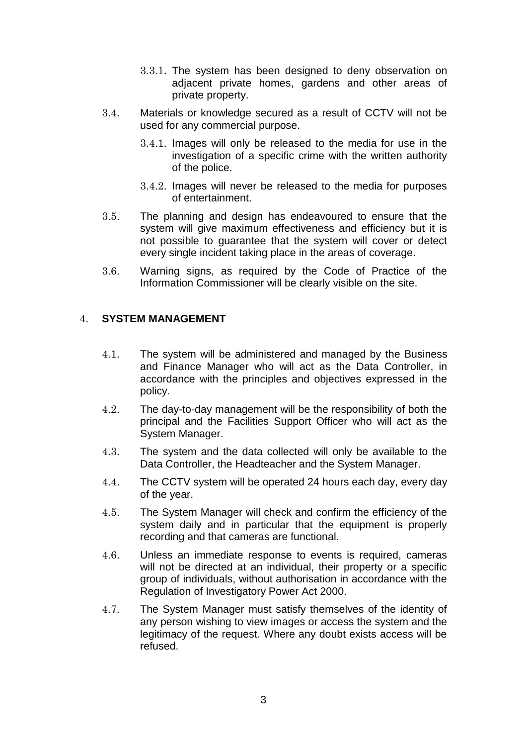3.3.1. The system has been designed to deny observation on adjacent private homes, gardens and other areas of private property.

3.4. Materials or knowledge secured as a result of CCTV will not be used for any commercial purpose.

3.4.1. Images will only be released to the media for use in the investigation of a specific crime with the written authority of the police.

3.4.2. Images will never be released to the media for purposes of entertainment.

3.5. The planning and design has endeavoured to ensure that the system will give maximum effectiveness and efficiency but it is not possible to guarantee that the system will cover or detect every single incident taking place in the areas of coverage.

3.6. Warning signs, as required by the Code of Practice of the Information Commissioner will be clearly visible on the site.

## 4. SYSTEM MANAGEMENT

4.1. The system will be administered and managed by the Business and Finance Manager who will act as the Data Controller, in accordance with the principles and objectives expressed in the policy.

4.2. The day-to-day management will be the responsibility of both the principal and the Facilities Support Officer who will act as the System Manager.

4.3. The system and the data collected will only be available to the Data Controller, the Headteacher and the System Manager.

4.4. The CCTV system will be operated 24 hours each day, every day of the year.

4.5. The System Manager will check and confirm the efficiency of the system daily and in particular that the equipment is properly recording and that cameras are functional.

4.6. Unless an immediate response to events is required, cameras will not be directed at an individual, their property or a specific group of individuals, without authorisation in accordance with the Regulation of Investigatory Power Act 2000.

4.7. The System Manager must satisfy themselves of the identity of any person wishing to view images or access the system and the legitimacy of the request. Where any doubt exists access will be refused.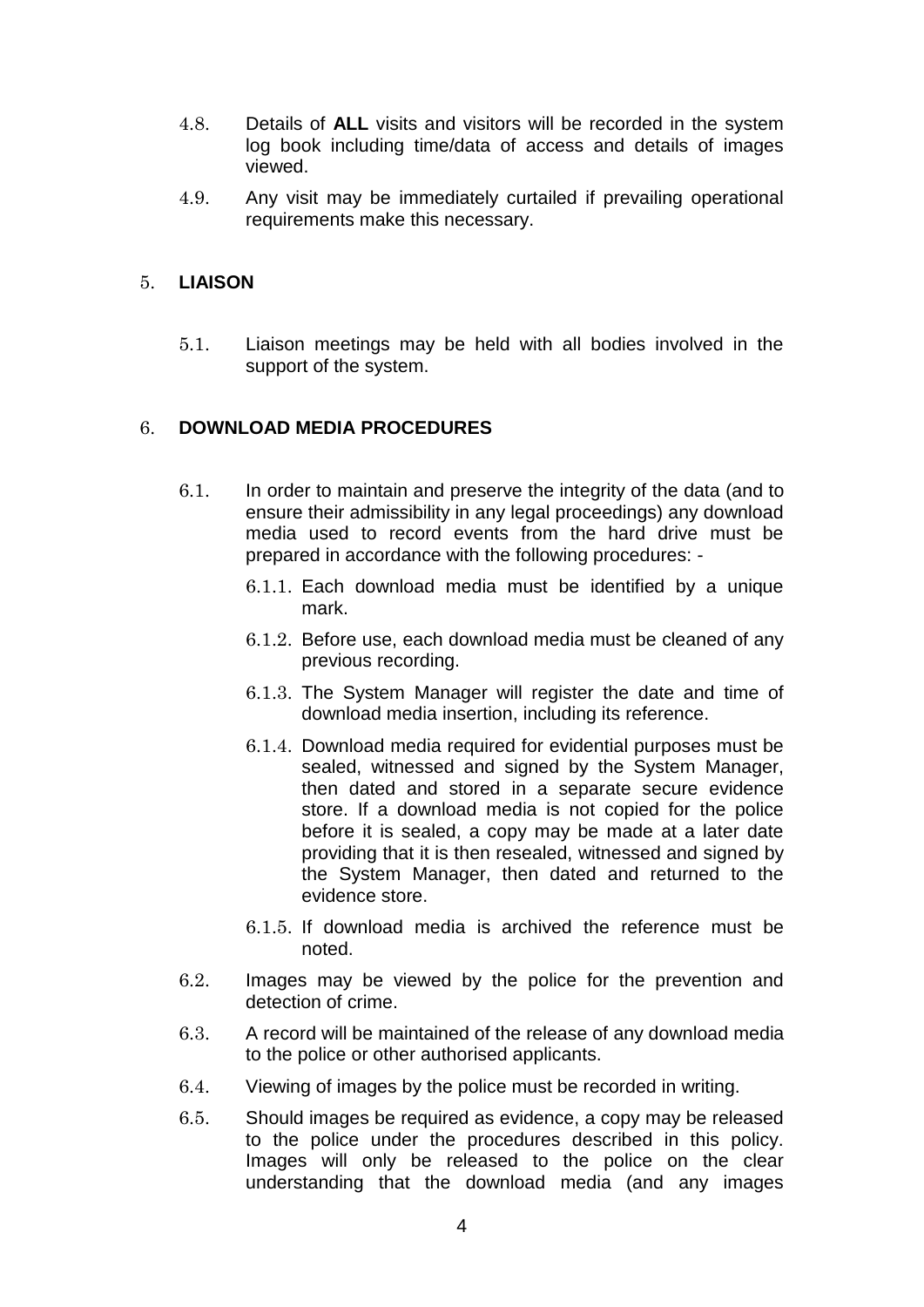4.8. Details of **ALL** visits and visitors will be recorded in the system log book including time/data of access and details of images viewed.

4.9. Any visit may be immediately curtailed if prevailing operational requirements make this necessary.

## 5. LIAISON

5.1. Liaison meetings may be held with all bodies involved in the support of the system.

## 6. DOWNLOAD MEDIA PROCEDURES

6.1. In order to maintain and preserve the integrity of the data (and to ensure their admissibility in any legal proceedings) any download media used to record events from the hard drive must be prepared in accordance with the following procedures: -

6.1.1. Each download media must be identified by a unique mark.

6.1.2. Before use, each download media must be cleaned of any previous recording.

6.1.3. The System Manager will register the date and time of download media insertion, including its reference.

6.1.4. Download media required for evidential purposes must be sealed, witnessed and signed by the System Manager, then dated and stored in a separate secure evidence store. If a download media is not copied for the police before it is sealed, a copy may be made at a later date providing that it is then resealed, witnessed and signed by the System Manager, then dated and returned to the evidence store.

6.1.5. If download media is archived the reference must be noted.

6.2. Images may be viewed by the police for the prevention and detection of crime.

6.3. A record will be maintained of the release of any download media to the police or other authorised applicants.

6.4. Viewing of images by the police must be recorded in writing.

6.5. Should images be required as evidence, a copy may be released to the police under the procedures described in this policy. Images will only be released to the police on the clear understanding that the download media (and any images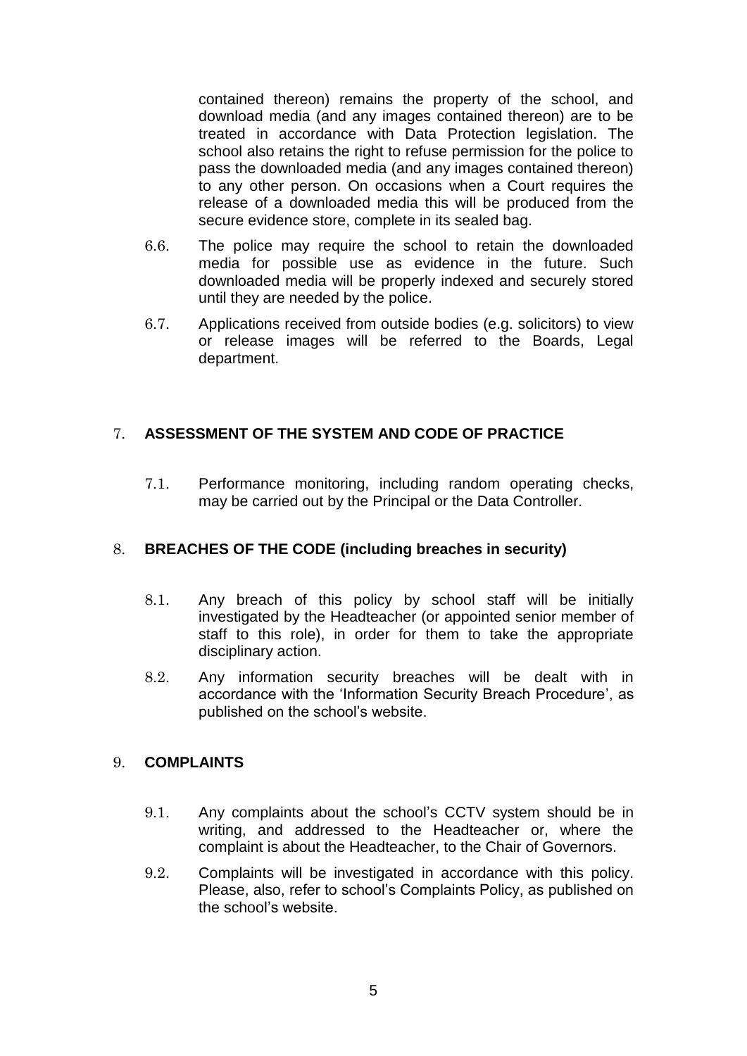contained thereon) remains the property of the school, and download media (and any images contained thereon) are to be treated in accordance with Data Protection legislation. The school also retains the right to refuse permission for the police to pass the downloaded media (and any images contained thereon) to any other person. On occasions when a Court requires the release of a downloaded media this will be produced from the secure evidence store, complete in its sealed bag.

6.6. The police may require the school to retain the downloaded media for possible use as evidence in the future. Such downloaded media will be properly indexed and securely stored until they are needed by the police.

6.7. Applications received from outside bodies (e.g. solicitors) to view or release images will be referred to the Boards, Legal department.

## 7. ASSESSMENT OF THE SYSTEM AND CODE OF PRACTICE

7.1. Performance monitoring, including random operating checks, may be carried out by the Principal or the Data Controller.

## 8. BREACHES OF THE CODE (including breaches in security)

8.1. Any breach of this policy by school staff will be initially investigated by the Headteacher (or appointed senior member of staff to this role), in order for them to take the appropriate disciplinary action.

8.2. Any information security breaches will be dealt with in accordance with the 'Information Security Breach Procedure', as published on the school's website.

## 9. COMPLAINTS

9.1. Any complaints about the school's CCTV system should be in writing, and addressed to the Headteacher or, where the complaint is about the Headteacher, to the Chair of Governors.

9.2. Complaints will be investigated in accordance with this policy. Please, also, refer to school's Complaints Policy, as published on the school's website.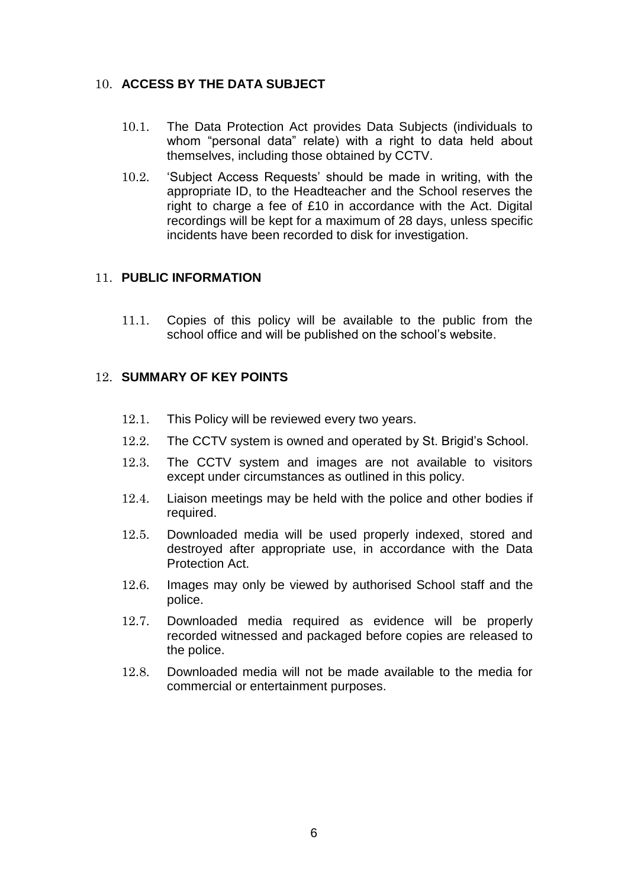## 10. ACCESS BY THE DATA SUBJECT

10.1. The Data Protection Act provides Data Subjects (individuals to whom "personal data" relate) with a right to data held about themselves, including those obtained by CCTV.

10.2. 'Subject Access Requests' should be made in writing, with the appropriate ID, to the Headteacher and the School reserves the right to charge a fee of £10 in accordance with the Act. Digital recordings will be kept for a maximum of 28 days, unless specific incidents have been recorded to disk for investigation.

## 11. PUBLIC INFORMATION

11.1. Copies of this policy will be available to the public from the school office and will be published on the school's website.

## 12. SUMMARY OF KEY POINTS

12.1. This Policy will be reviewed every two years.

12.2. The CCTV system is owned and operated by St. Brigid's School.

12.3. The CCTV system and images are not available to visitors except under circumstances as outlined in this policy.

12.4. Liaison meetings may be held with the police and other bodies if required.

12.5. Downloaded media will be used properly indexed, stored and destroyed after appropriate use, in accordance with the Data Protection Act.

12.6. Images may only be viewed by authorised School staff and the police.

12.7. Downloaded media required as evidence will be properly recorded witnessed and packaged before copies are released to the police.

12.8. Downloaded media will not be made available to the media for commercial or entertainment purposes.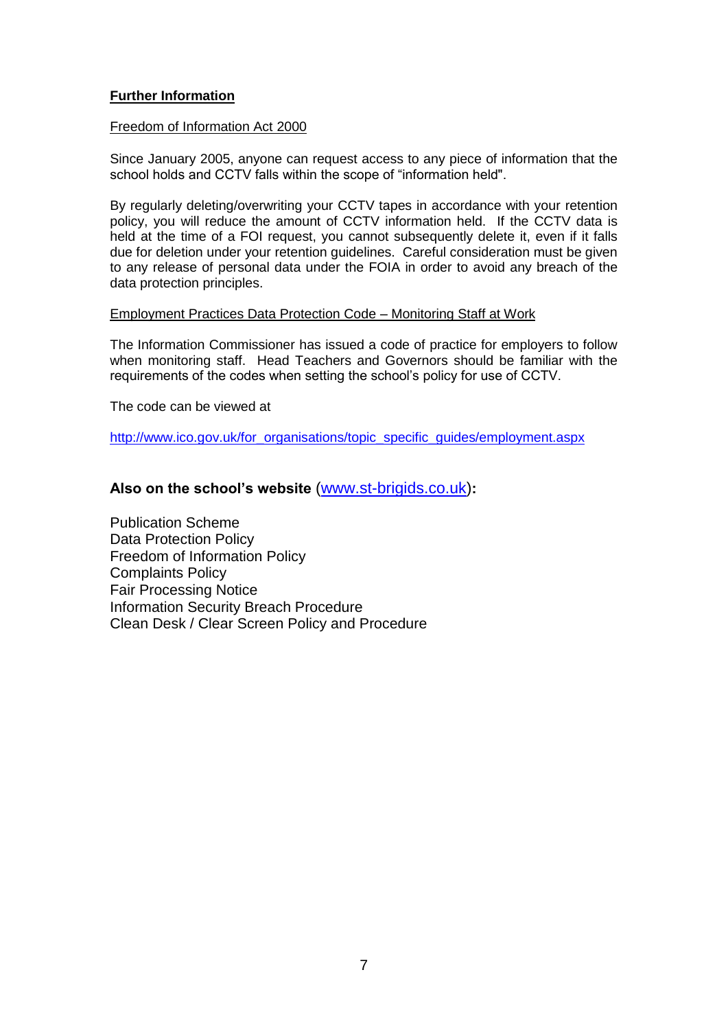## Further Information

### Freedom of Information Act 2000

Since January 2005, anyone can request access to any piece of information that the school holds and CCTV falls within the scope of "information held".

By regularly deleting/overwriting your CCTV tapes in accordance with your retention policy, you will reduce the amount of CCTV information held. If the CCTV data is held at the time of a FOI request, you cannot subsequently delete it, even if it falls due for deletion under your retention guidelines. Careful consideration must be given to any release of personal data under the FOIA in order to avoid any breach of the data protection principles.

### Employment Practices Data Protection Code – Monitoring Staff at Work

The Information Commissioner has issued a code of practice for employers to follow when monitoring staff. Head Teachers and Governors should be familiar with the requirements of the codes when setting the school's policy for use of CCTV.

The code can be viewed at

http://www.ico.gov.uk/for_organisations/topic_specific_guides/employment.aspx

**Also on the school's website** (www.st-brigids.co.uk)**:**

Publication Scheme
Data Protection Policy
Freedom of Information Policy
Complaints Policy
Fair Processing Notice
Information Security Breach Procedure
Clean Desk / Clear Screen Policy and Procedure